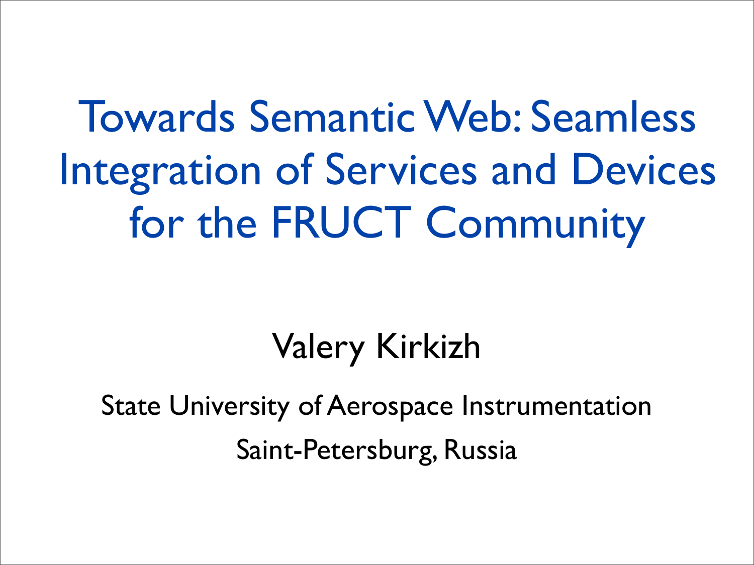# Towards Semantic Web: Seamless Integration of Services and Devices for the FRUCT Community

Valery Kirkizh

State University of Aerospace Instrumentation

Saint-Petersburg, Russia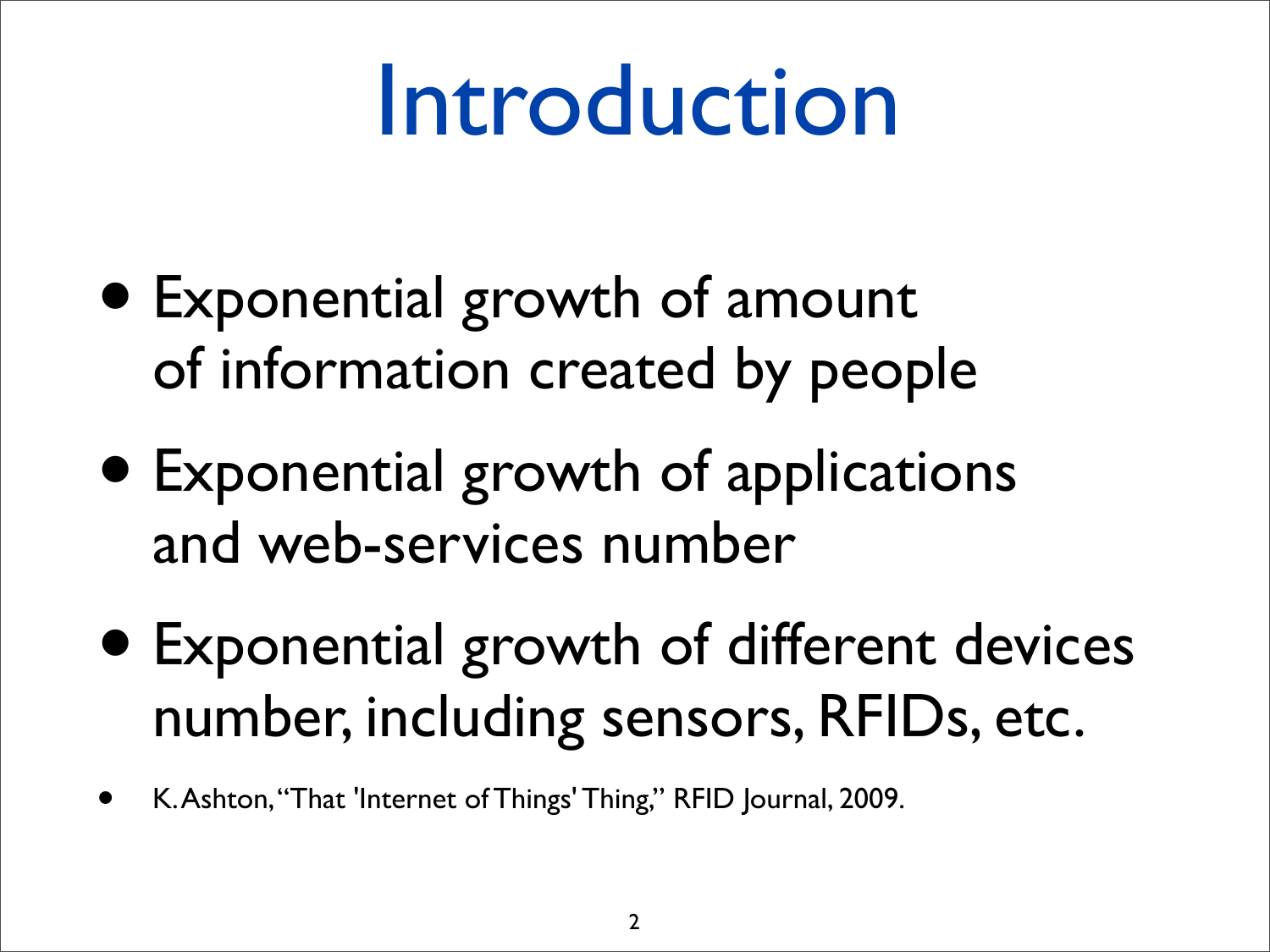# Introduction

- Exponential growth of amount of information created by people
- Exponential growth of applications and web-services number
- Exponential growth of different devices number, including sensors, RFIDs, etc.

- K. Ashton, "That 'Internet of Things' Thing," RFID Journal, 2009.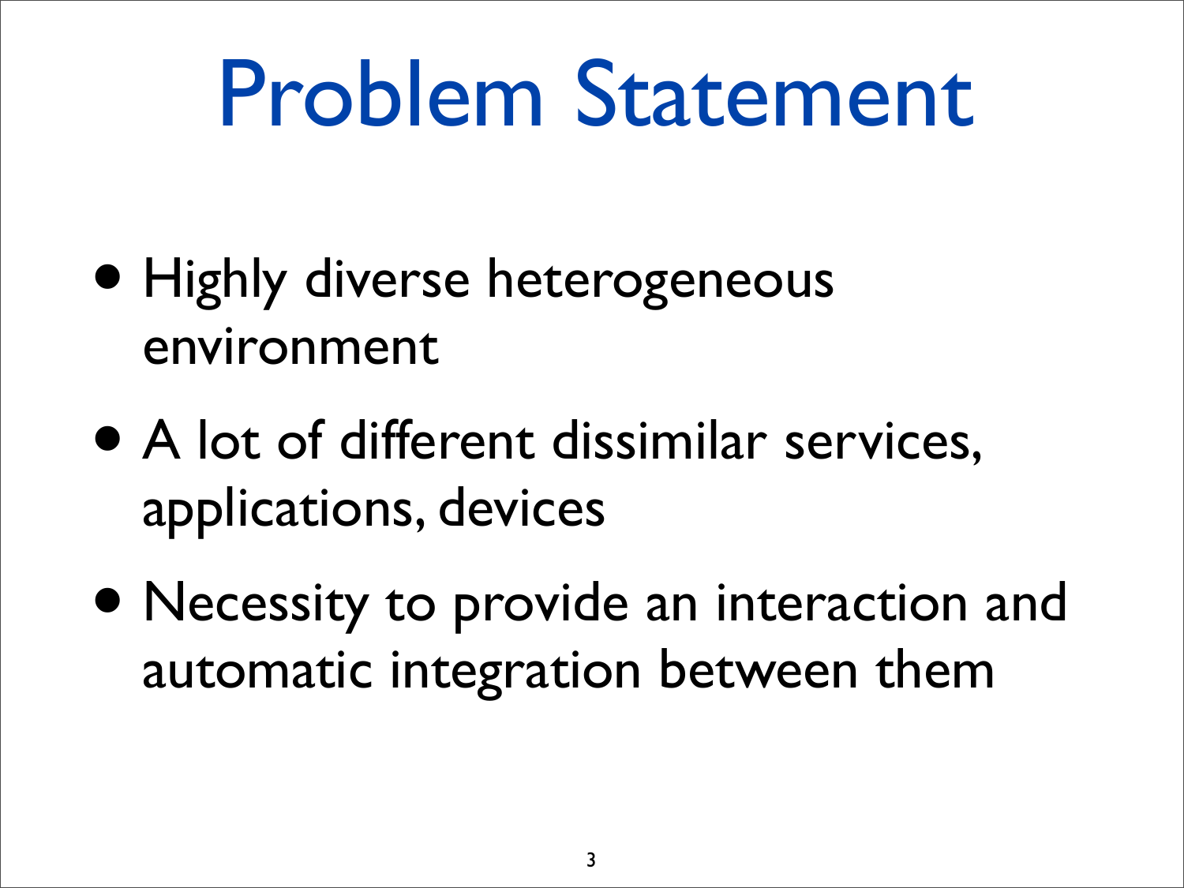# Problem Statement

- Highly diverse heterogeneous environment
- A lot of different dissimilar services, applications, devices
- Necessity to provide an interaction and automatic integration between them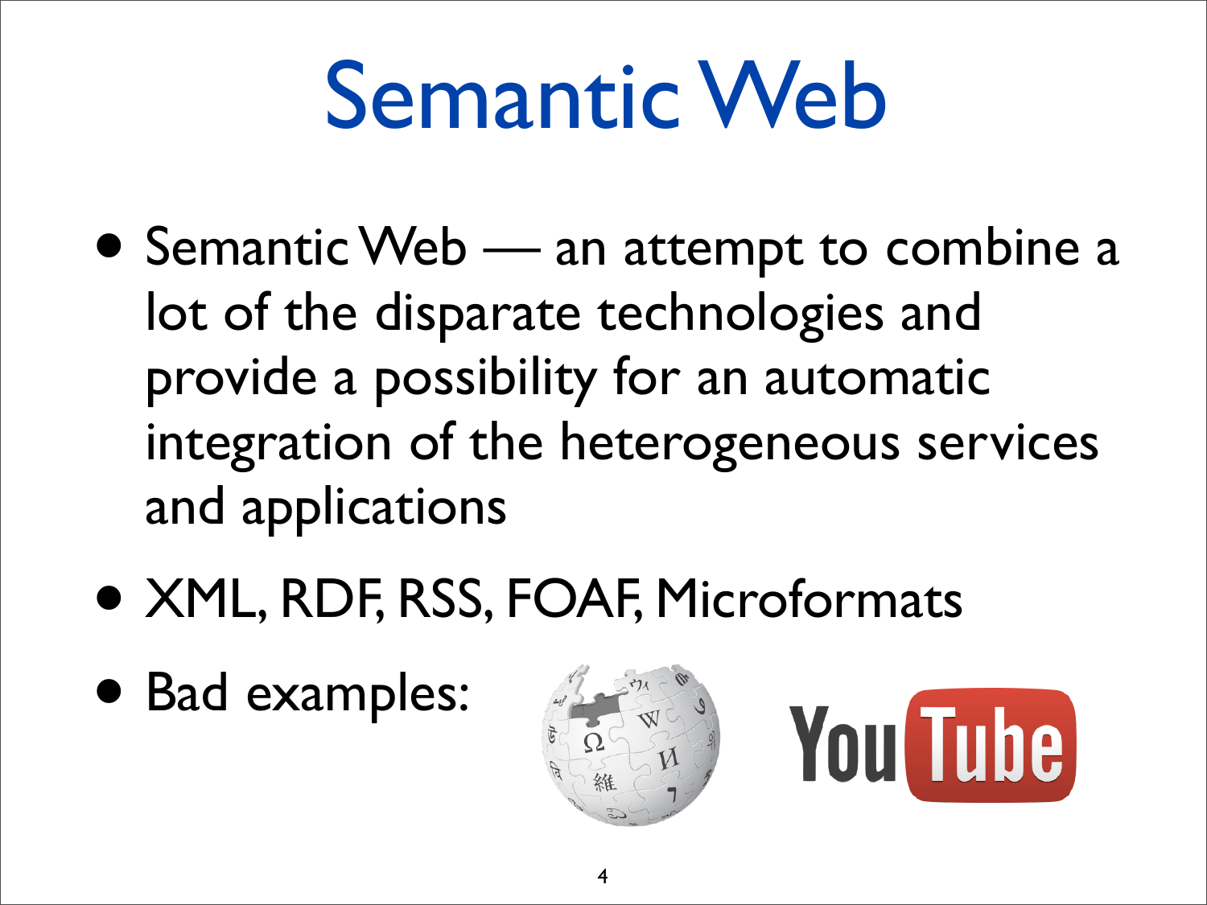# Semantic Web

- Semantic Web — an attempt to combine a lot of the disparate technologies and provide a possibility for an automatic integration of the heterogeneous services and applications
- XML, RDF, RSS, FOAF, Microformats
- Bad examples: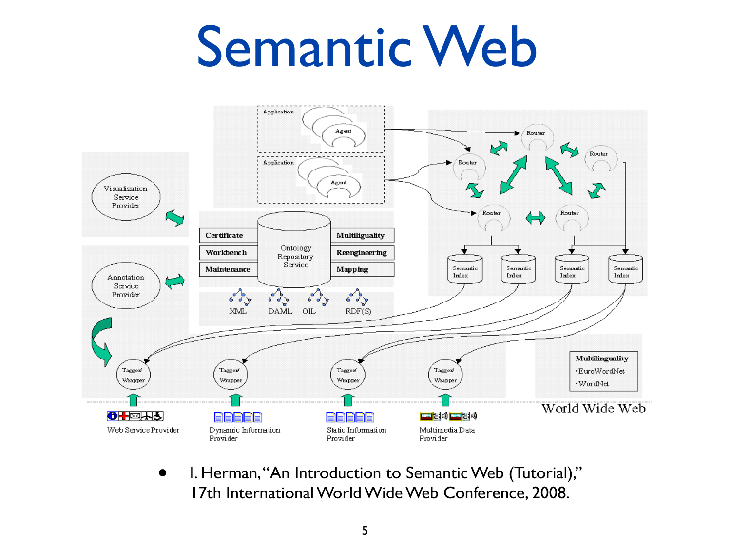# Semantic Web

- I. Herman, "An Introduction to Semantic Web (Tutorial)," 17th International World Wide Web Conference, 2008.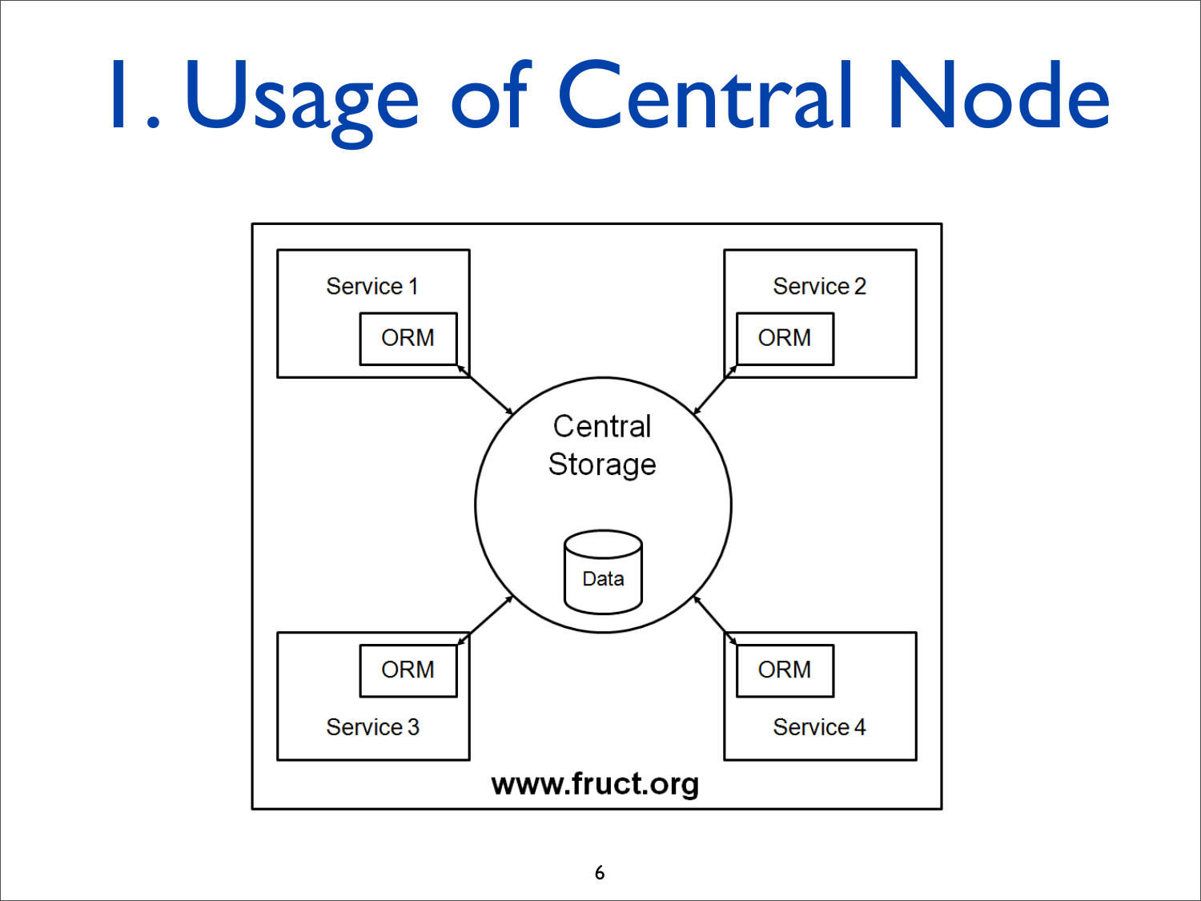# 1. Usage of Central Node

Service 1

ORM

Service 2

ORM

Central Storage

Data

ORM

Service 3

ORM

Service 4

www.fruct.org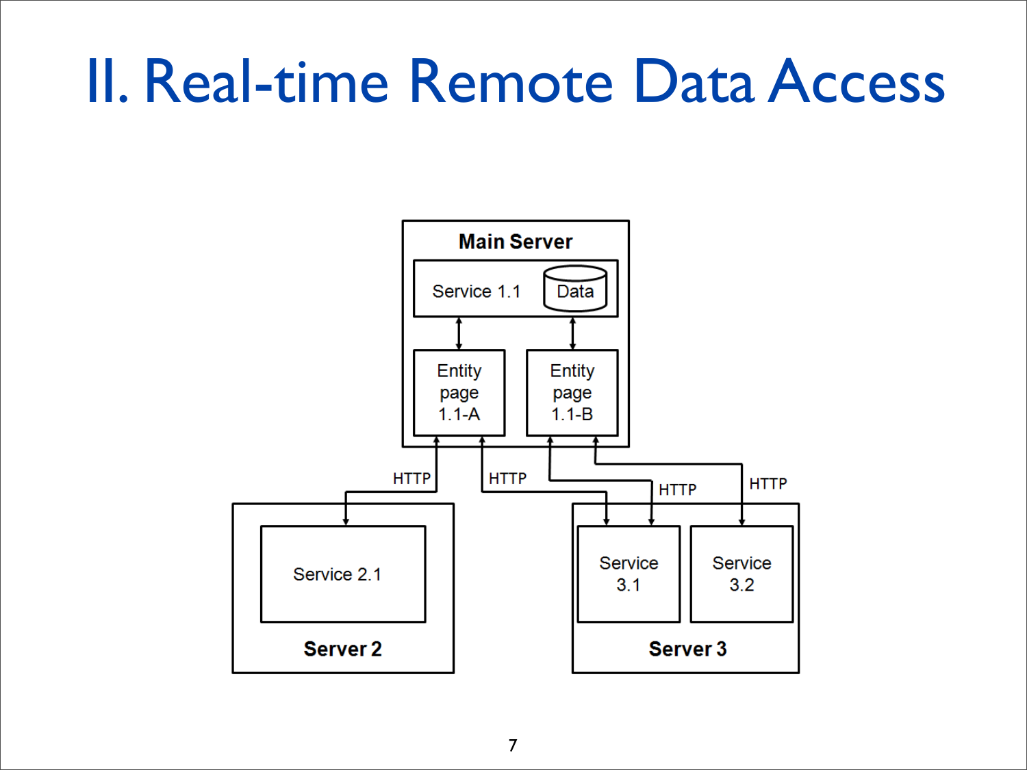# II. Real-time Remote Data Access

Main Server

Service 1.1 | Data

Entity page 1.1-A

Entity page 1.1-B

HTTP

HTTP

HTTP

HTTP

Service 2.1

Server 2

Service 3.1

Service 3.2

Server 3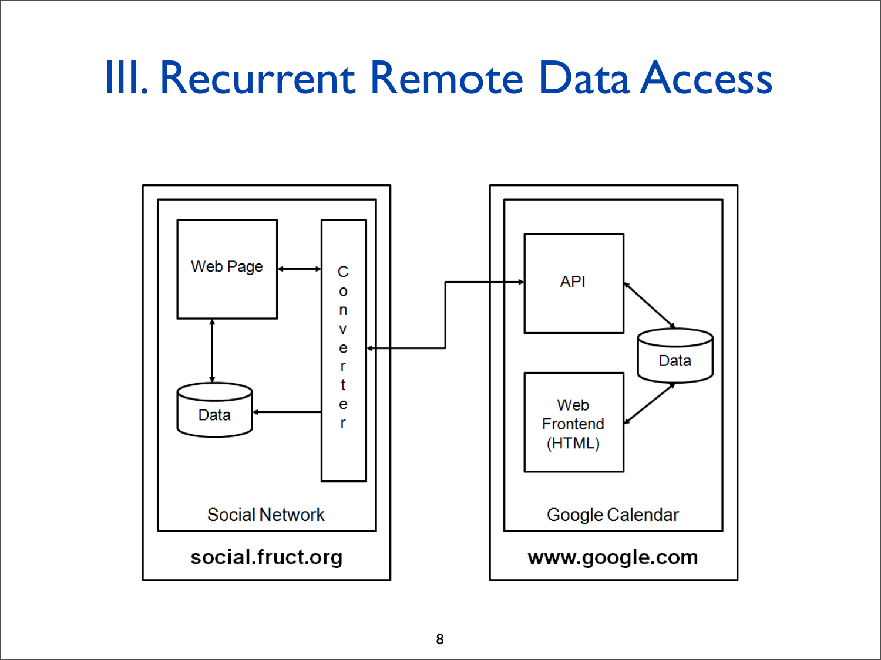# III. Recurrent Remote Data Access

Web Page

Converter

Data

Social Network

social.fruct.org

API

Data

Web Frontend (HTML)

Google Calendar

www.google.com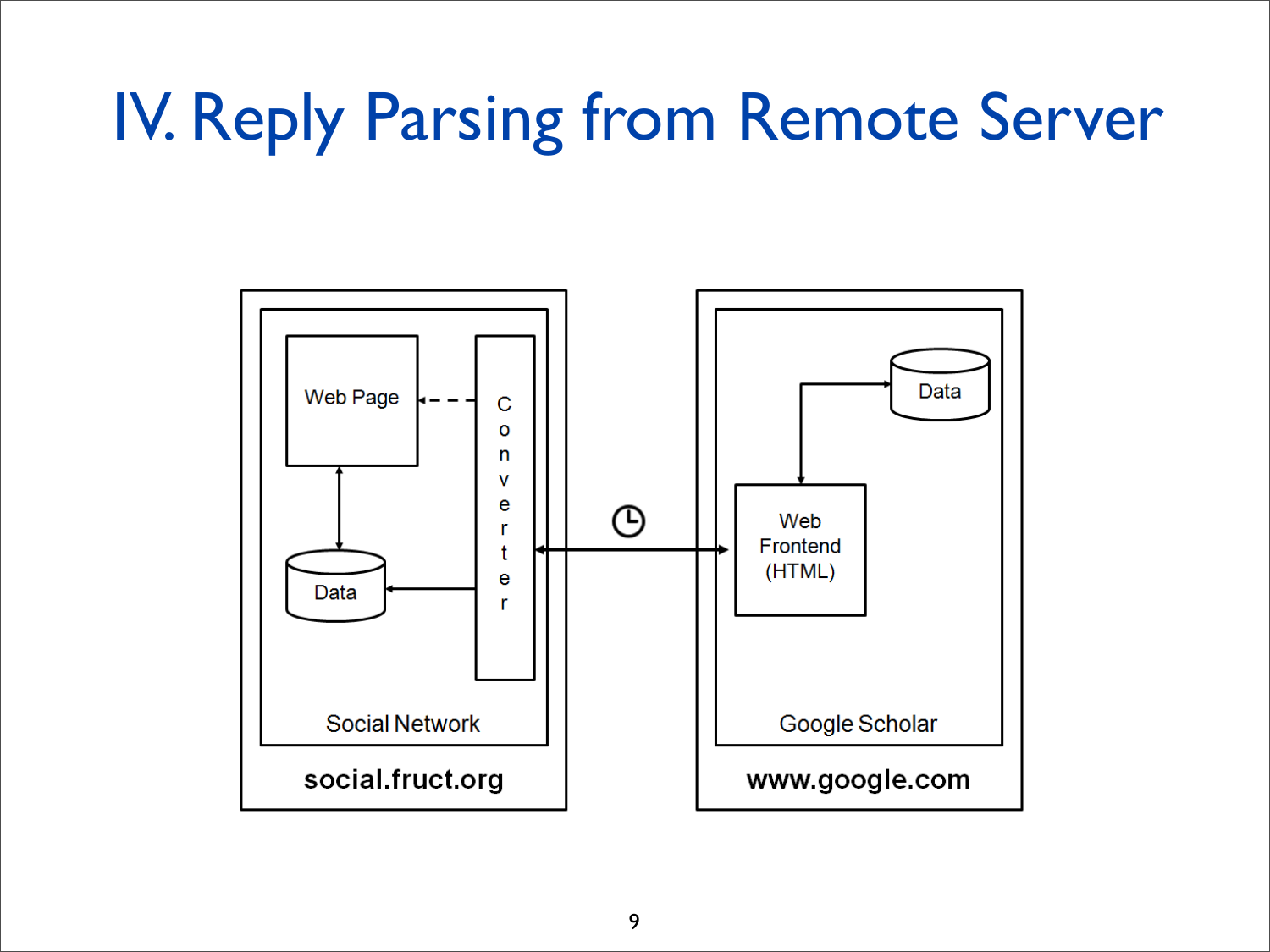# IV. Reply Parsing from Remote Server

Web Page

Data

Converter

Social Network

social.fruct.org

Data

Web Frontend (HTML)

Google Scholar

www.google.com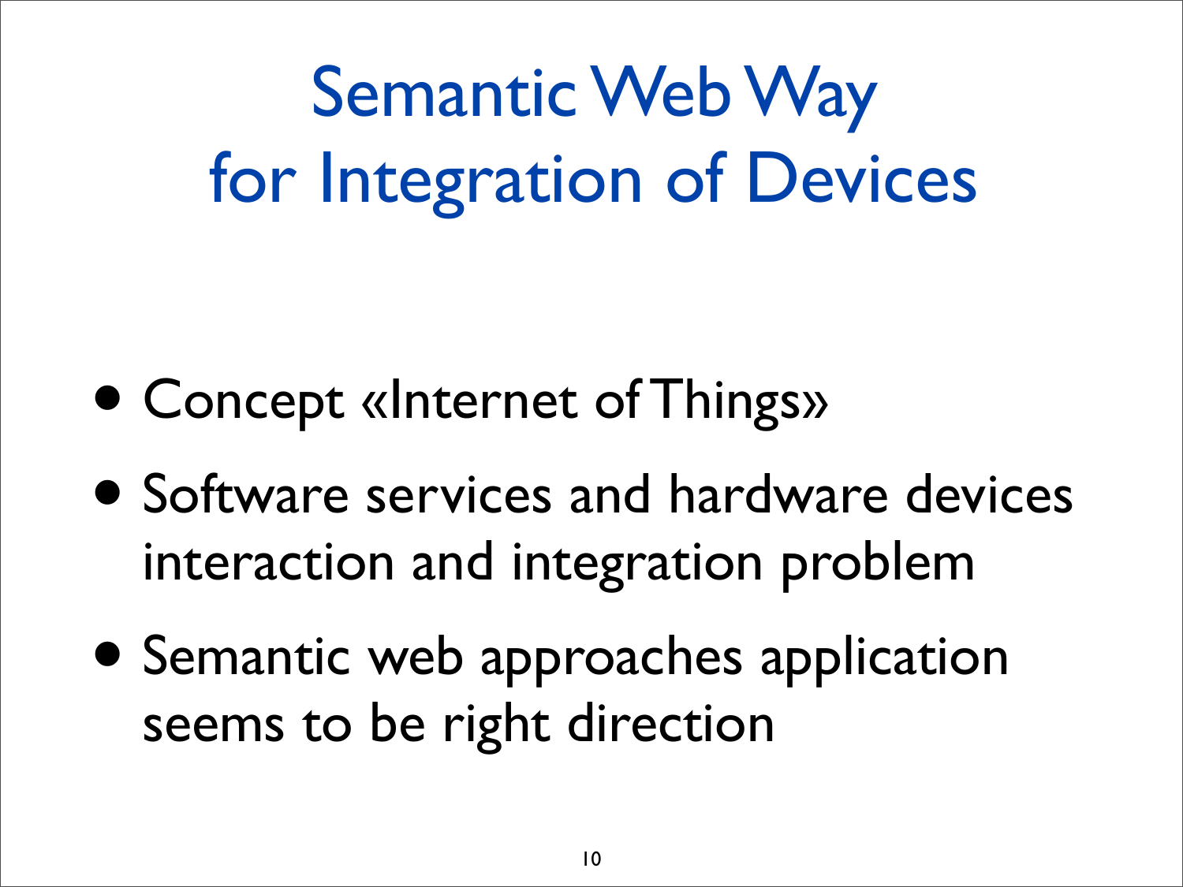# Semantic Web Way for Integration of Devices

- Concept «Internet of Things»
- Software services and hardware devices interaction and integration problem
- Semantic web approaches application seems to be right direction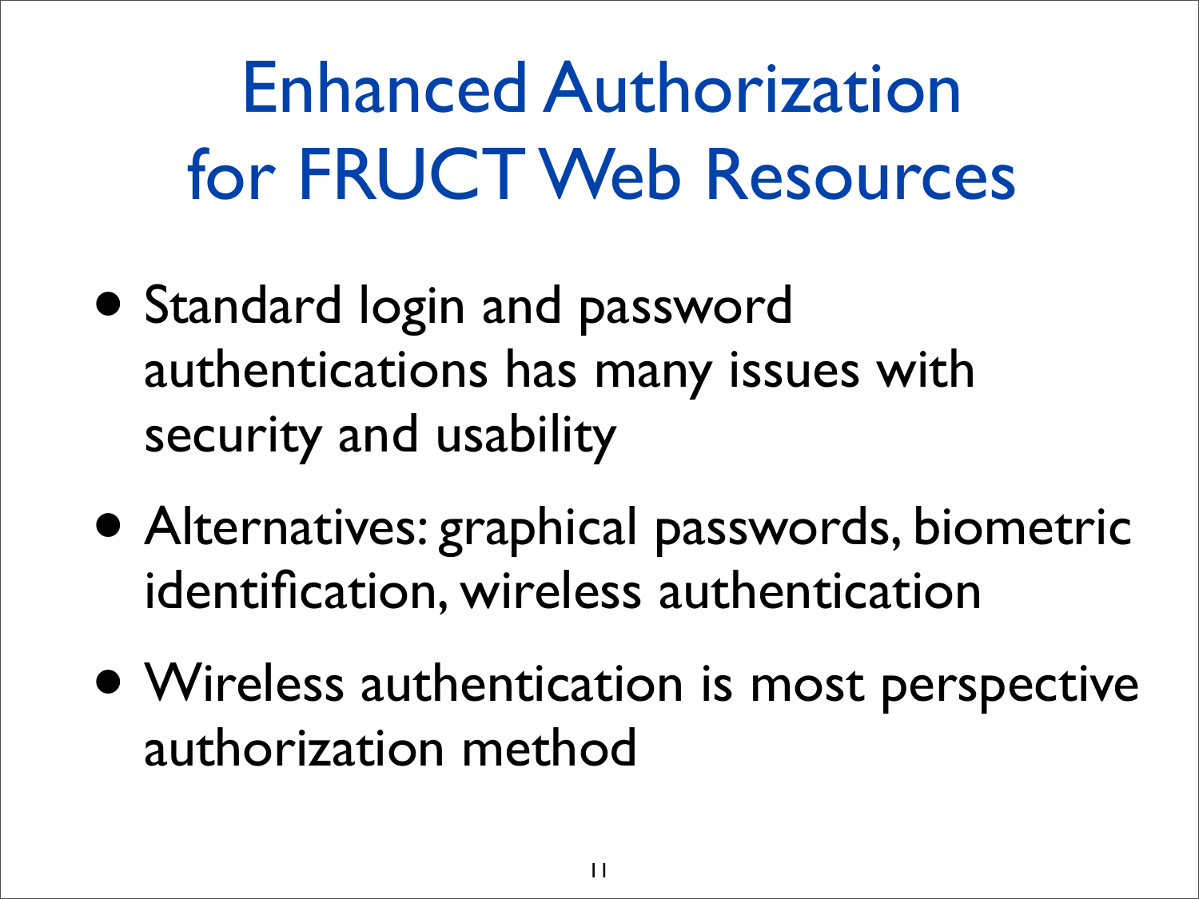# Enhanced Authorization for FRUCT Web Resources

- Standard login and password authentications has many issues with security and usability
- Alternatives: graphical passwords, biometric identification, wireless authentication
- Wireless authentication is most perspective authorization method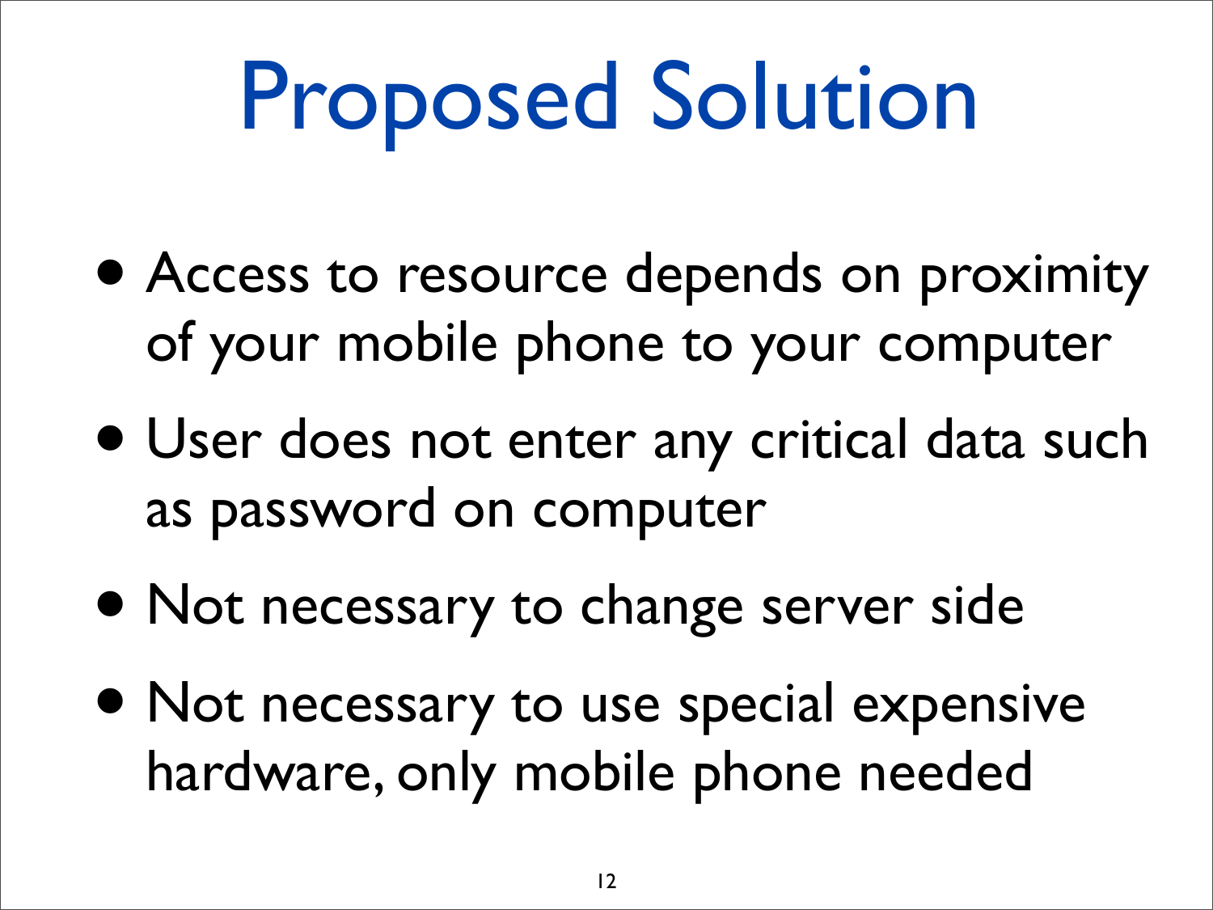# Proposed Solution

- Access to resource depends on proximity of your mobile phone to your computer
- User does not enter any critical data such as password on computer
- Not necessary to change server side
- Not necessary to use special expensive hardware, only mobile phone needed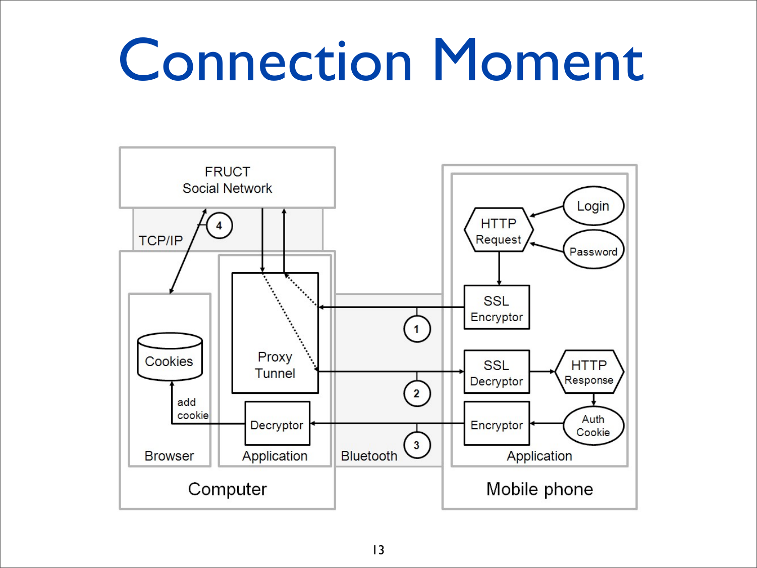# Connection Moment

FRUCT Social Network

TCP/IP

4

Proxy Tunnel

Cookies

add cookie

Decryptor

Browser

Application

Computer

1

2

3

Bluetooth

Login

HTTP Request

Password

SSL Encryptor

SSL Decryptor

HTTP Response

Auth Cookie

Encryptor

Application

Mobile phone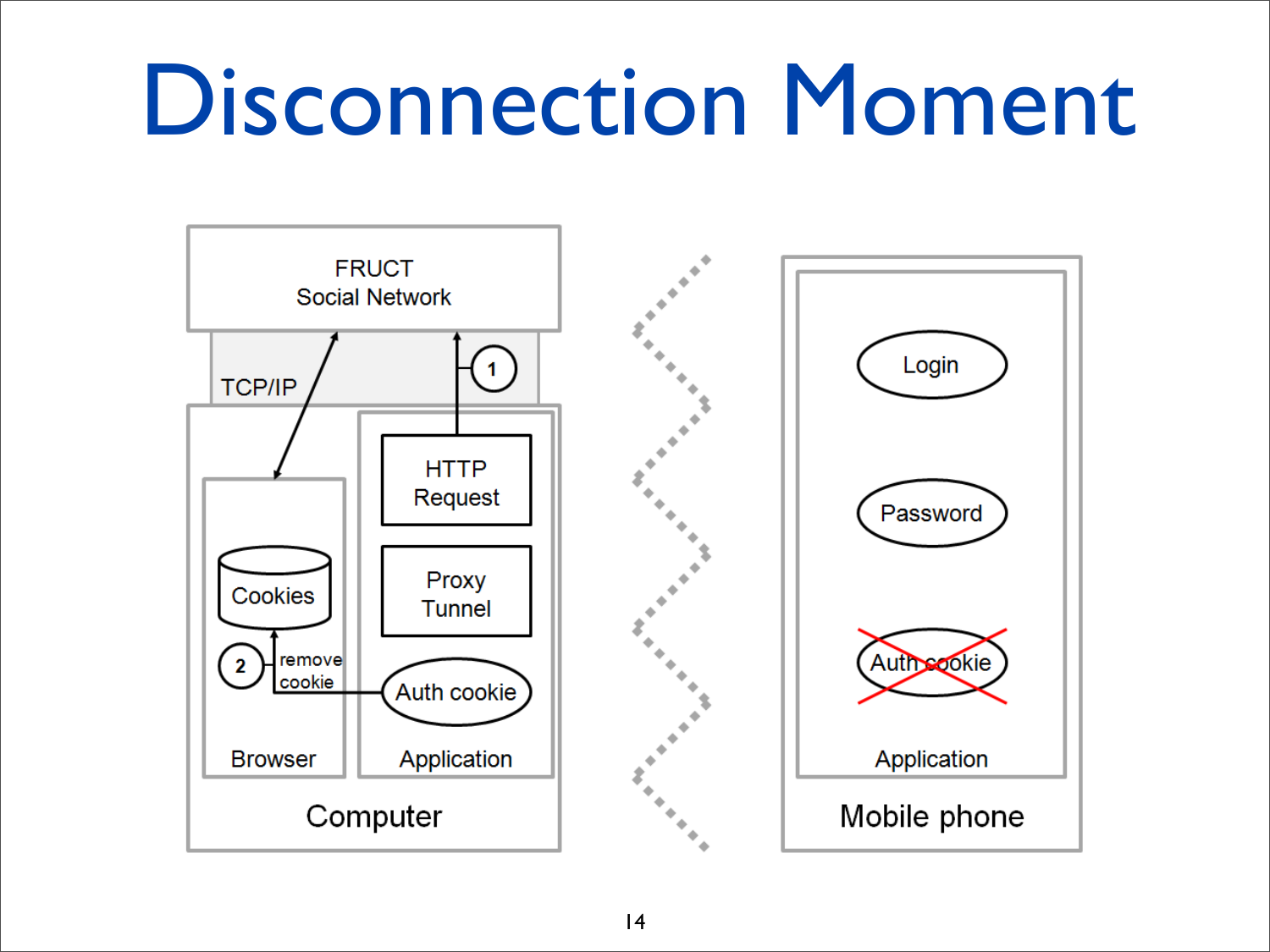# Disconnection Moment

FRUCT
Social Network

TCP/IP

1

HTTP
Request

Proxy
Tunnel

Cookies

2

remove
cookie

Auth cookie

Browser

Application

Computer

Login

Password

Auth cookie

Application

Mobile phone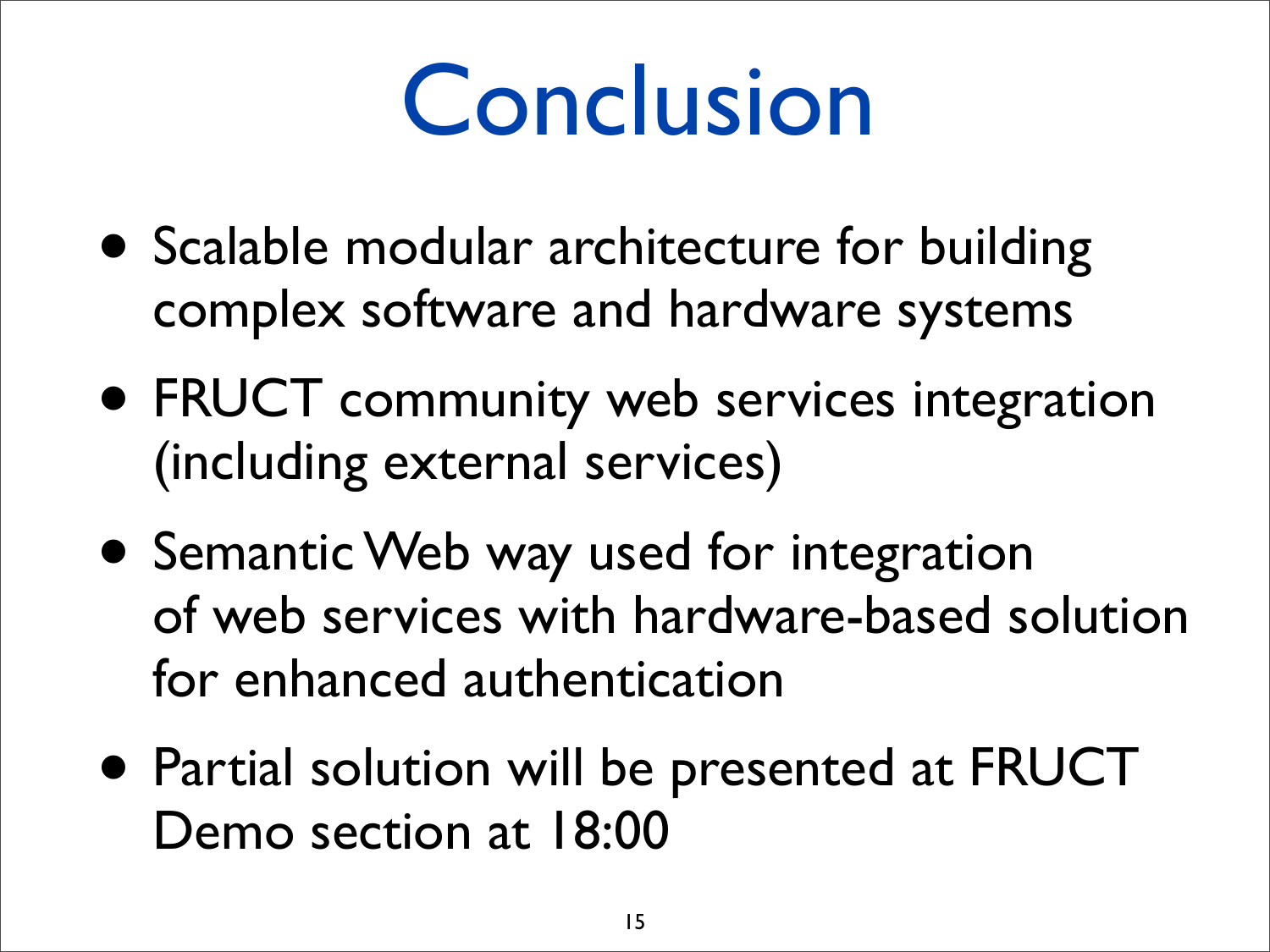# Conclusion

- Scalable modular architecture for building complex software and hardware systems
- FRUCT community web services integration (including external services)
- Semantic Web way used for integration of web services with hardware-based solution for enhanced authentication
- Partial solution will be presented at FRUCT Demo section at 18:00